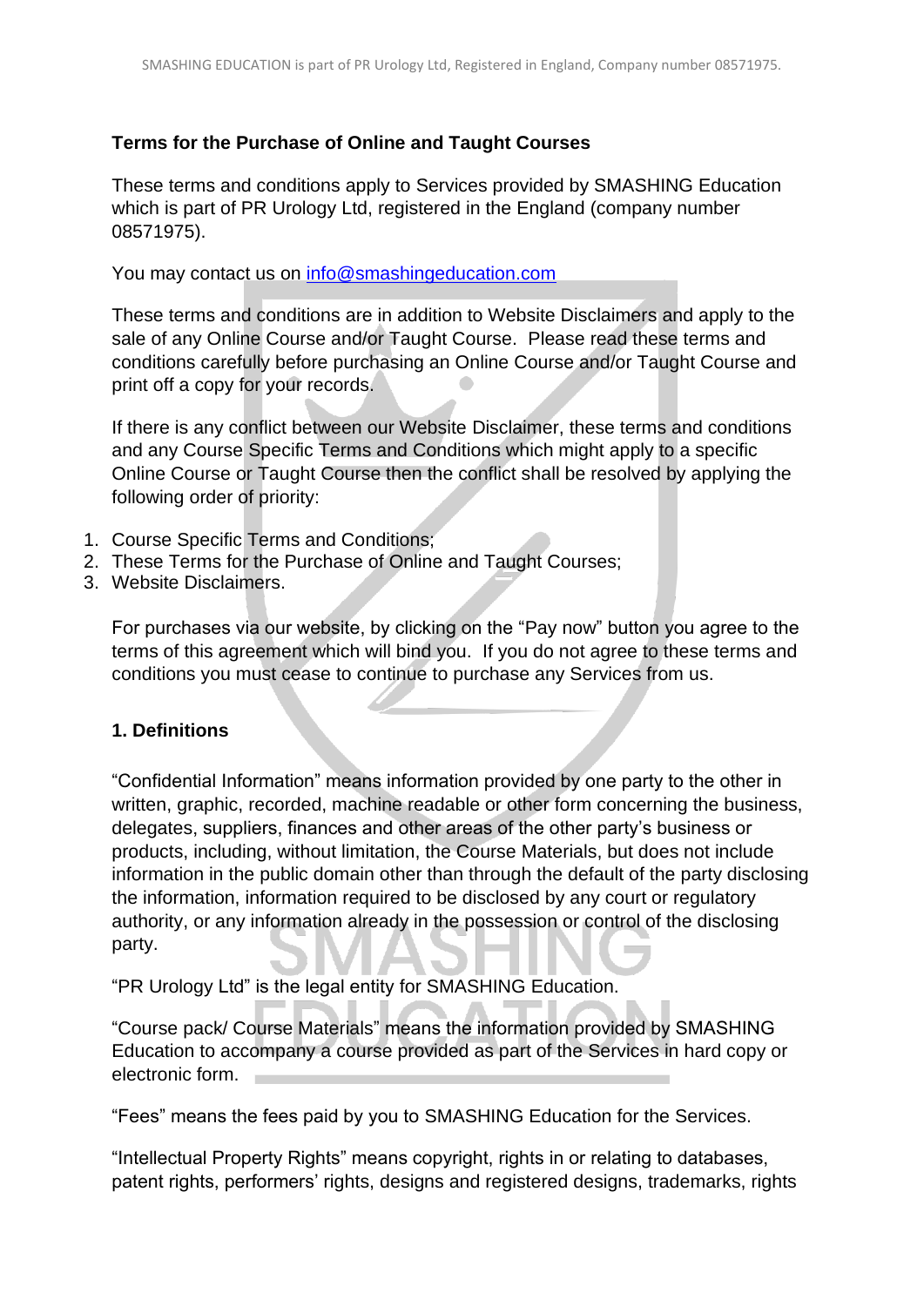## Terms for the Purchase of Online and Taught Courses

These terms and conditions apply to Services provided by SMASHING Education which is part of PR Urology Ltd, registered in the England (company number 08571975).

You may contact us on info@smashingeducation.com

These terms and conditions are in addition to Website Disclaimers and apply to the sale of any Online Course and/or Taught Course. Please read these terms and conditions carefully before purchasing an Online Course and/or Taught Course and print off a copy for your records.

If there is any conflict between our Website Disclaimer, these terms and conditions and any Course Specific Terms and Conditions which might apply to a specific Online Course or Taught Course then the conflict shall be resolved by applying the following order of priority:

1. Course Specific Terms and Conditions;
2. These Terms for the Purchase of Online and Taught Courses;
3. Website Disclaimers.

For purchases via our website, by clicking on the "Pay now" button you agree to the terms of this agreement which will bind you. If you do not agree to these terms and conditions you must cease to continue to purchase any Services from us.

### 1. Definitions

"Confidential Information" means information provided by one party to the other in written, graphic, recorded, machine readable or other form concerning the business, delegates, suppliers, finances and other areas of the other party's business or products, including, without limitation, the Course Materials, but does not include information in the public domain other than through the default of the party disclosing the information, information required to be disclosed by any court or regulatory authority, or any information already in the possession or control of the disclosing party.

"PR Urology Ltd" is the legal entity for SMASHING Education.

"Course pack/ Course Materials" means the information provided by SMASHING Education to accompany a course provided as part of the Services in hard copy or electronic form.

"Fees" means the fees paid by you to SMASHING Education for the Services.

"Intellectual Property Rights" means copyright, rights in or relating to databases, patent rights, performers' rights, designs and registered designs, trademarks, rights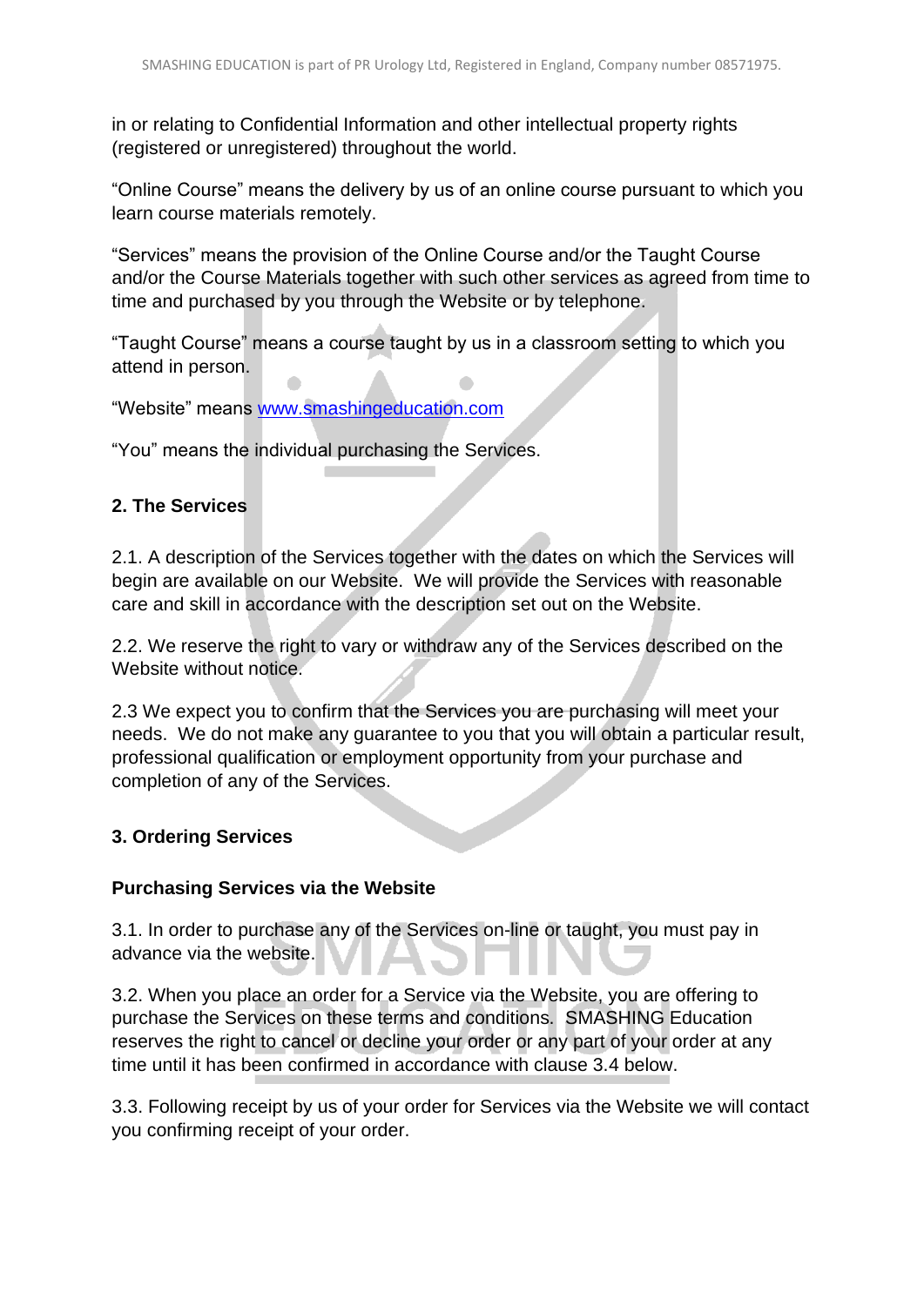in or relating to Confidential Information and other intellectual property rights (registered or unregistered) throughout the world.

"Online Course" means the delivery by us of an online course pursuant to which you learn course materials remotely.

"Services" means the provision of the Online Course and/or the Taught Course and/or the Course Materials together with such other services as agreed from time to time and purchased by you through the Website or by telephone.

"Taught Course" means a course taught by us in a classroom setting to which you attend in person.

"Website" means www.smashingeducation.com

"You" means the individual purchasing the Services.

**2. The Services**

2.1. A description of the Services together with the dates on which the Services will begin are available on our Website. We will provide the Services with reasonable care and skill in accordance with the description set out on the Website.

2.2. We reserve the right to vary or withdraw any of the Services described on the Website without notice.

2.3 We expect you to confirm that the Services you are purchasing will meet your needs. We do not make any guarantee to you that you will obtain a particular result, professional qualification or employment opportunity from your purchase and completion of any of the Services.

**3. Ordering Services**

**Purchasing Services via the Website**

3.1. In order to purchase any of the Services on-line or taught, you must pay in advance via the website.

3.2. When you place an order for a Service via the Website, you are offering to purchase the Services on these terms and conditions. SMASHING Education reserves the right to cancel or decline your order or any part of your order at any time until it has been confirmed in accordance with clause 3.4 below.

3.3. Following receipt by us of your order for Services via the Website we will contact you confirming receipt of your order.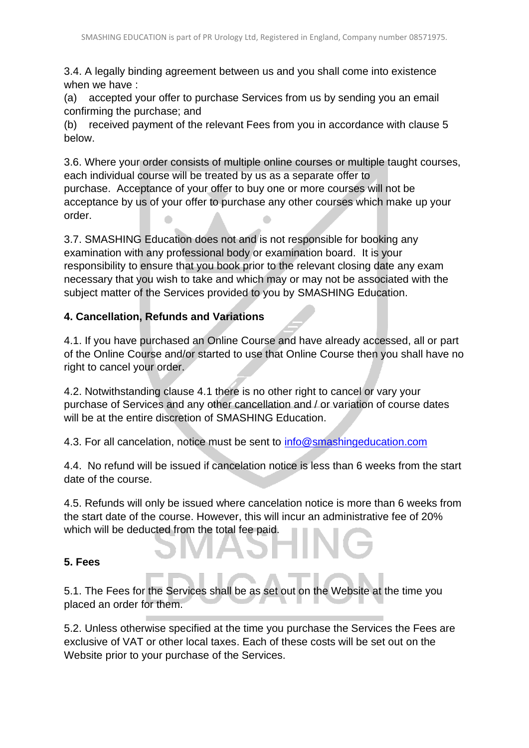3.4. A legally binding agreement between us and you shall come into existence when we have :

(a) accepted your offer to purchase Services from us by sending you an email confirming the purchase; and

(b) received payment of the relevant Fees from you in accordance with clause 5 below.

3.6. Where your order consists of multiple online courses or multiple taught courses, each individual course will be treated by us as a separate offer to purchase. Acceptance of your offer to buy one or more courses will not be acceptance by us of your offer to purchase any other courses which make up your order.

3.7. SMASHING Education does not and is not responsible for booking any examination with any professional body or examination board. It is your responsibility to ensure that you book prior to the relevant closing date any exam necessary that you wish to take and which may or may not be associated with the subject matter of the Services provided to you by SMASHING Education.

**4. Cancellation, Refunds and Variations**

4.1. If you have purchased an Online Course and have already accessed, all or part of the Online Course and/or started to use that Online Course then you shall have no right to cancel your order.

4.2. Notwithstanding clause 4.1 there is no other right to cancel or vary your purchase of Services and any other cancellation and / or variation of course dates will be at the entire discretion of SMASHING Education.

4.3. For all cancelation, notice must be sent to info@smashingeducation.com

4.4. No refund will be issued if cancelation notice is less than 6 weeks from the start date of the course.

4.5. Refunds will only be issued where cancelation notice is more than 6 weeks from the start date of the course. However, this will incur an administrative fee of 20% which will be deducted from the total fee paid.

**5. Fees**

5.1. The Fees for the Services shall be as set out on the Website at the time you placed an order for them.

5.2. Unless otherwise specified at the time you purchase the Services the Fees are exclusive of VAT or other local taxes. Each of these costs will be set out on the Website prior to your purchase of the Services.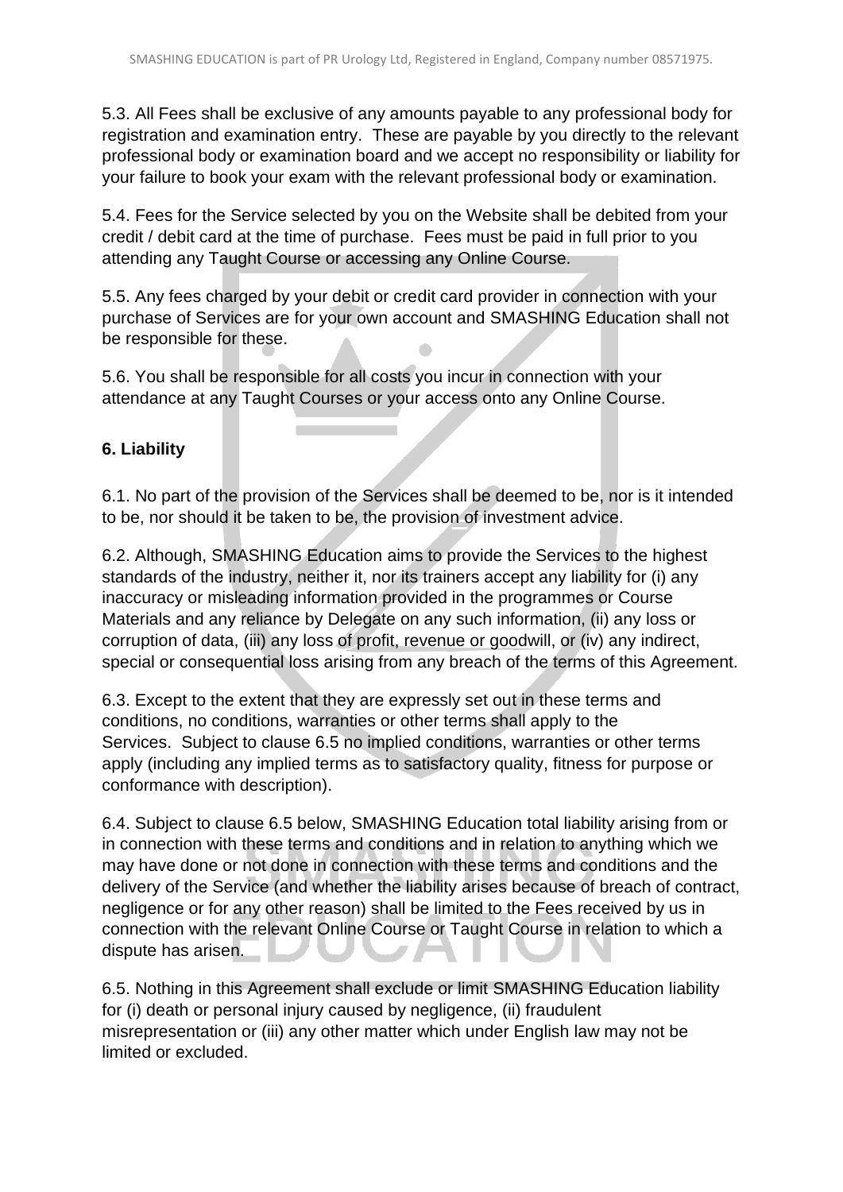5.3. All Fees shall be exclusive of any amounts payable to any professional body for registration and examination entry. These are payable by you directly to the relevant professional body or examination board and we accept no responsibility or liability for your failure to book your exam with the relevant professional body or examination.

5.4. Fees for the Service selected by you on the Website shall be debited from your credit / debit card at the time of purchase. Fees must be paid in full prior to you attending any Taught Course or accessing any Online Course.

5.5. Any fees charged by your debit or credit card provider in connection with your purchase of Services are for your own account and SMASHING Education shall not be responsible for these.

5.6. You shall be responsible for all costs you incur in connection with your attendance at any Taught Courses or your access onto any Online Course.

**6. Liability**

6.1. No part of the provision of the Services shall be deemed to be, nor is it intended to be, nor should it be taken to be, the provision of investment advice.

6.2. Although, SMASHING Education aims to provide the Services to the highest standards of the industry, neither it, nor its trainers accept any liability for (i) any inaccuracy or misleading information provided in the programmes or Course Materials and any reliance by Delegate on any such information, (ii) any loss or corruption of data, (iii) any loss of profit, revenue or goodwill, or (iv) any indirect, special or consequential loss arising from any breach of the terms of this Agreement.

6.3. Except to the extent that they are expressly set out in these terms and conditions, no conditions, warranties or other terms shall apply to the Services. Subject to clause 6.5 no implied conditions, warranties or other terms apply (including any implied terms as to satisfactory quality, fitness for purpose or conformance with description).

6.4. Subject to clause 6.5 below, SMASHING Education total liability arising from or in connection with these terms and conditions and in relation to anything which we may have done or not done in connection with these terms and conditions and the delivery of the Service (and whether the liability arises because of breach of contract, negligence or for any other reason) shall be limited to the Fees received by us in connection with the relevant Online Course or Taught Course in relation to which a dispute has arisen.

6.5. Nothing in this Agreement shall exclude or limit SMASHING Education liability for (i) death or personal injury caused by negligence, (ii) fraudulent misrepresentation or (iii) any other matter which under English law may not be limited or excluded.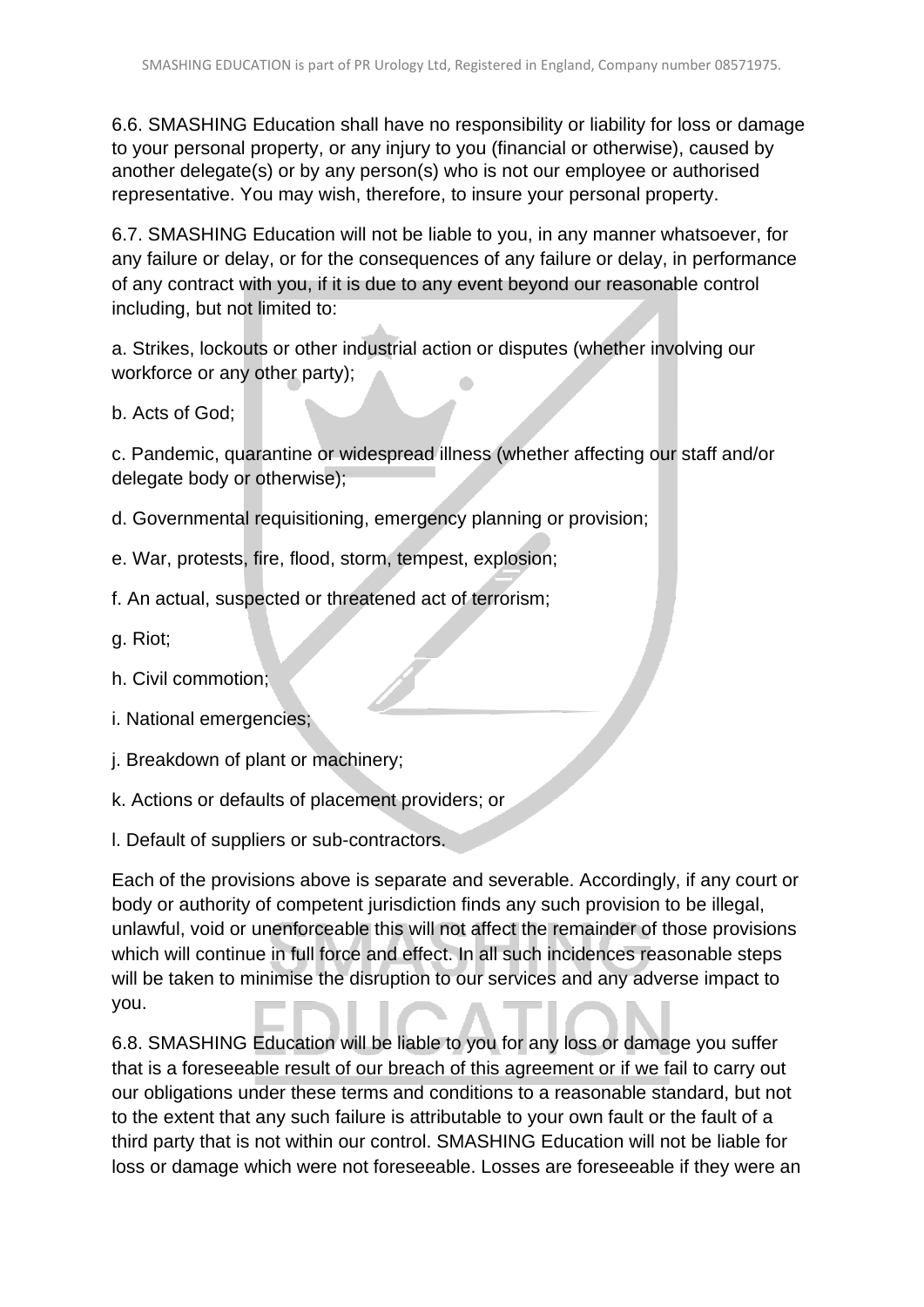6.6. SMASHING Education shall have no responsibility or liability for loss or damage to your personal property, or any injury to you (financial or otherwise), caused by another delegate(s) or by any person(s) who is not our employee or authorised representative. You may wish, therefore, to insure your personal property.

6.7. SMASHING Education will not be liable to you, in any manner whatsoever, for any failure or delay, or for the consequences of any failure or delay, in performance of any contract with you, if it is due to any event beyond our reasonable control including, but not limited to:

a. Strikes, lockouts or other industrial action or disputes (whether involving our workforce or any other party);

b. Acts of God;

c. Pandemic, quarantine or widespread illness (whether affecting our staff and/or delegate body or otherwise);

d. Governmental requisitioning, emergency planning or provision;

e. War, protests, fire, flood, storm, tempest, explosion;

f. An actual, suspected or threatened act of terrorism;

g. Riot;

h. Civil commotion;

i. National emergencies;

j. Breakdown of plant or machinery;

k. Actions or defaults of placement providers; or

l. Default of suppliers or sub-contractors.

Each of the provisions above is separate and severable. Accordingly, if any court or body or authority of competent jurisdiction finds any such provision to be illegal, unlawful, void or unenforceable this will not affect the remainder of those provisions which will continue in full force and effect. In all such incidences reasonable steps will be taken to minimise the disruption to our services and any adverse impact to you.

6.8. SMASHING Education will be liable to you for any loss or damage you suffer that is a foreseeable result of our breach of this agreement or if we fail to carry out our obligations under these terms and conditions to a reasonable standard, but not to the extent that any such failure is attributable to your own fault or the fault of a third party that is not within our control. SMASHING Education will not be liable for loss or damage which were not foreseeable. Losses are foreseeable if they were an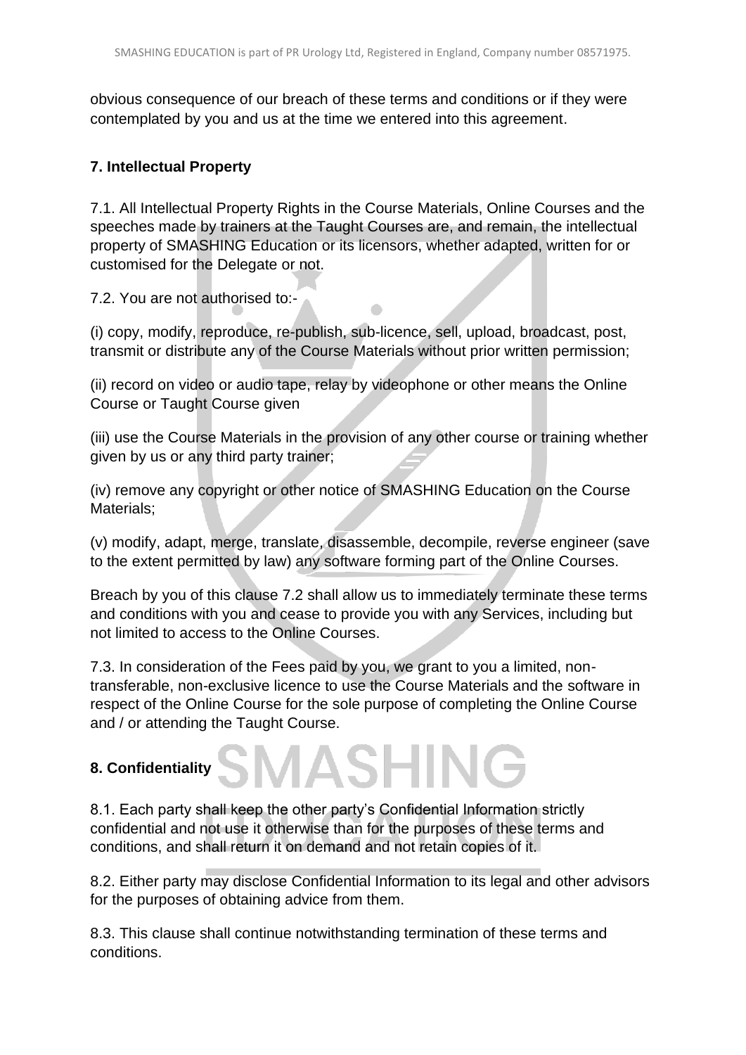obvious consequence of our breach of these terms and conditions or if they were contemplated by you and us at the time we entered into this agreement.

## 7. Intellectual Property

7.1. All Intellectual Property Rights in the Course Materials, Online Courses and the speeches made by trainers at the Taught Courses are, and remain, the intellectual property of SMASHING Education or its licensors, whether adapted, written for or customised for the Delegate or not.

7.2. You are not authorised to:-

(i) copy, modify, reproduce, re-publish, sub-licence, sell, upload, broadcast, post, transmit or distribute any of the Course Materials without prior written permission;

(ii) record on video or audio tape, relay by videophone or other means the Online Course or Taught Course given

(iii) use the Course Materials in the provision of any other course or training whether given by us or any third party trainer;

(iv) remove any copyright or other notice of SMASHING Education on the Course Materials;

(v) modify, adapt, merge, translate, disassemble, decompile, reverse engineer (save to the extent permitted by law) any software forming part of the Online Courses.

Breach by you of this clause 7.2 shall allow us to immediately terminate these terms and conditions with you and cease to provide you with any Services, including but not limited to access to the Online Courses.

7.3. In consideration of the Fees paid by you, we grant to you a limited, non-transferable, non-exclusive licence to use the Course Materials and the software in respect of the Online Course for the sole purpose of completing the Online Course and / or attending the Taught Course.

## 8. Confidentiality

8.1. Each party shall keep the other party's Confidential Information strictly confidential and not use it otherwise than for the purposes of these terms and conditions, and shall return it on demand and not retain copies of it.

8.2. Either party may disclose Confidential Information to its legal and other advisors for the purposes of obtaining advice from them.

8.3. This clause shall continue notwithstanding termination of these terms and conditions.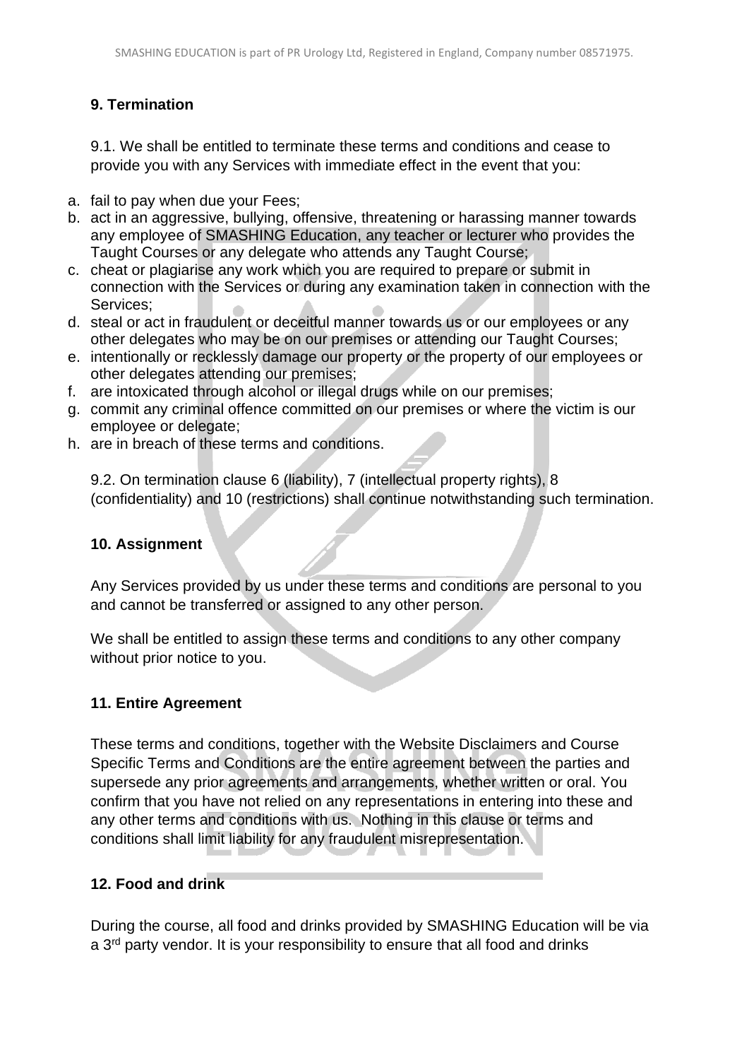## 9. Termination

9.1. We shall be entitled to terminate these terms and conditions and cease to provide you with any Services with immediate effect in the event that you:

a. fail to pay when due your Fees;
b. act in an aggressive, bullying, offensive, threatening or harassing manner towards any employee of SMASHING Education, any teacher or lecturer who provides the Taught Courses or any delegate who attends any Taught Course;
c. cheat or plagiarise any work which you are required to prepare or submit in connection with the Services or during any examination taken in connection with the Services;
d. steal or act in fraudulent or deceitful manner towards us or our employees or any other delegates who may be on our premises or attending our Taught Courses;
e. intentionally or recklessly damage our property or the property of our employees or other delegates attending our premises;
f. are intoxicated through alcohol or illegal drugs while on our premises;
g. commit any criminal offence committed on our premises or where the victim is our employee or delegate;
h. are in breach of these terms and conditions.

9.2. On termination clause 6 (liability), 7 (intellectual property rights), 8 (confidentiality) and 10 (restrictions) shall continue notwithstanding such termination.

## 10. Assignment

Any Services provided by us under these terms and conditions are personal to you and cannot be transferred or assigned to any other person.

We shall be entitled to assign these terms and conditions to any other company without prior notice to you.

## 11. Entire Agreement

These terms and conditions, together with the Website Disclaimers and Course Specific Terms and Conditions are the entire agreement between the parties and supersede any prior agreements and arrangements, whether written or oral. You confirm that you have not relied on any representations in entering into these and any other terms and conditions with us. Nothing in this clause or terms and conditions shall limit liability for any fraudulent misrepresentation.

## 12. Food and drink

During the course, all food and drinks provided by SMASHING Education will be via a 3rd party vendor. It is your responsibility to ensure that all food and drinks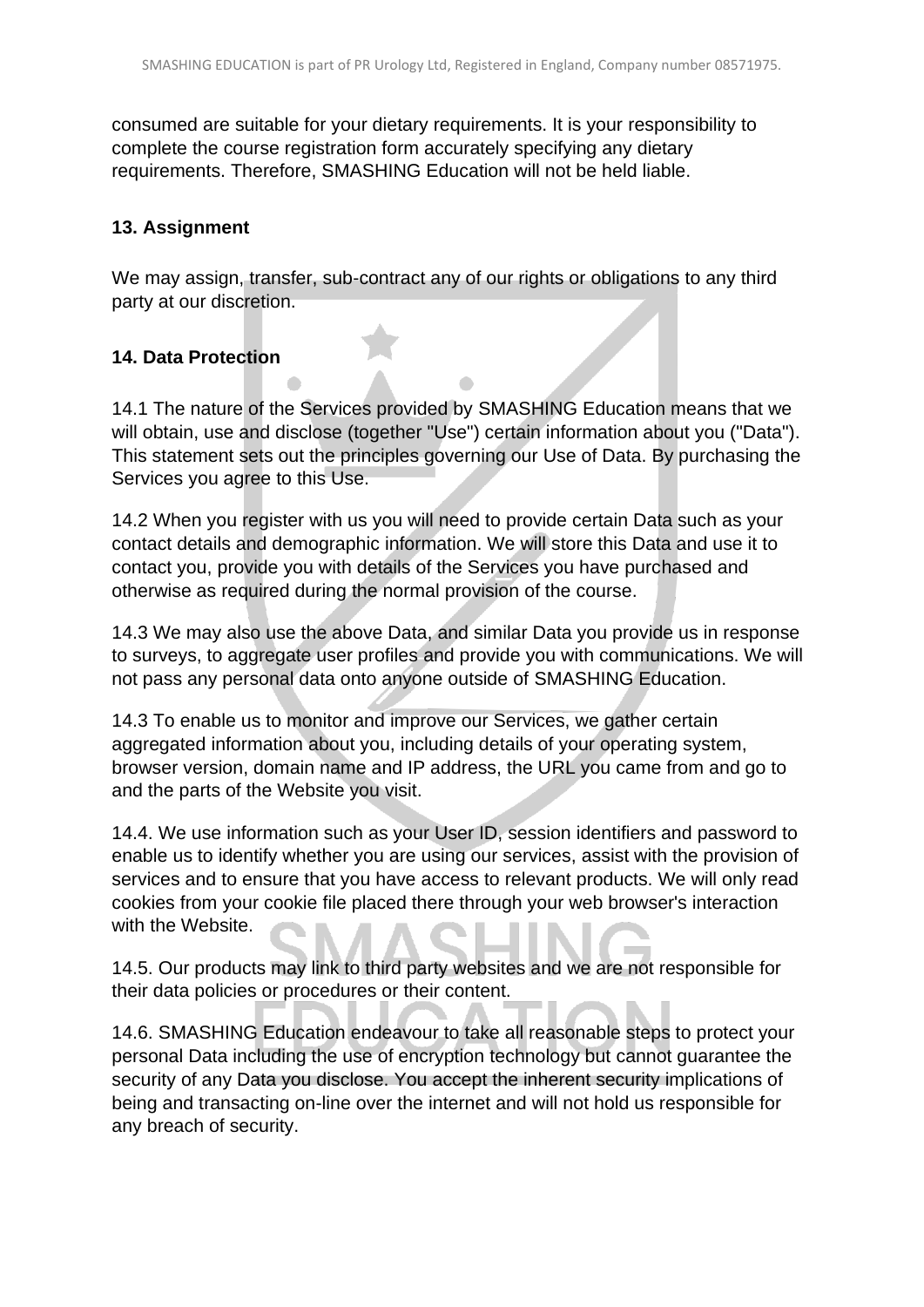consumed are suitable for your dietary requirements. It is your responsibility to complete the course registration form accurately specifying any dietary requirements. Therefore, SMASHING Education will not be held liable.

**13. Assignment**

We may assign, transfer, sub-contract any of our rights or obligations to any third party at our discretion.

**14. Data Protection**

14.1 The nature of the Services provided by SMASHING Education means that we will obtain, use and disclose (together "Use") certain information about you ("Data"). This statement sets out the principles governing our Use of Data. By purchasing the Services you agree to this Use.

14.2 When you register with us you will need to provide certain Data such as your contact details and demographic information. We will store this Data and use it to contact you, provide you with details of the Services you have purchased and otherwise as required during the normal provision of the course.

14.3 We may also use the above Data, and similar Data you provide us in response to surveys, to aggregate user profiles and provide you with communications. We will not pass any personal data onto anyone outside of SMASHING Education.

14.3 To enable us to monitor and improve our Services, we gather certain aggregated information about you, including details of your operating system, browser version, domain name and IP address, the URL you came from and go to and the parts of the Website you visit.

14.4. We use information such as your User ID, session identifiers and password to enable us to identify whether you are using our services, assist with the provision of services and to ensure that you have access to relevant products. We will only read cookies from your cookie file placed there through your web browser's interaction with the Website.

14.5. Our products may link to third party websites and we are not responsible for their data policies or procedures or their content.

14.6. SMASHING Education endeavour to take all reasonable steps to protect your personal Data including the use of encryption technology but cannot guarantee the security of any Data you disclose. You accept the inherent security implications of being and transacting on-line over the internet and will not hold us responsible for any breach of security.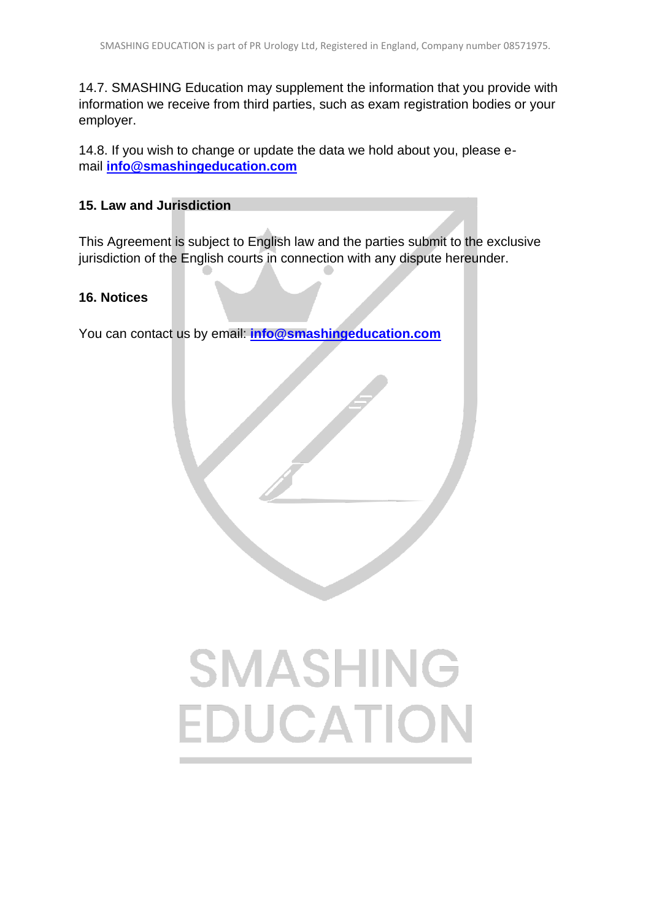14.7. SMASHING Education may supplement the information that you provide with information we receive from third parties, such as exam registration bodies or your employer.

14.8. If you wish to change or update the data we hold about you, please e-mail **info@smashingeducation.com**

### 15. Law and Jurisdiction

This Agreement is subject to English law and the parties submit to the exclusive jurisdiction of the English courts in connection with any dispute hereunder.

### 16. Notices

You can contact us by email: **info@smashingeducation.com**